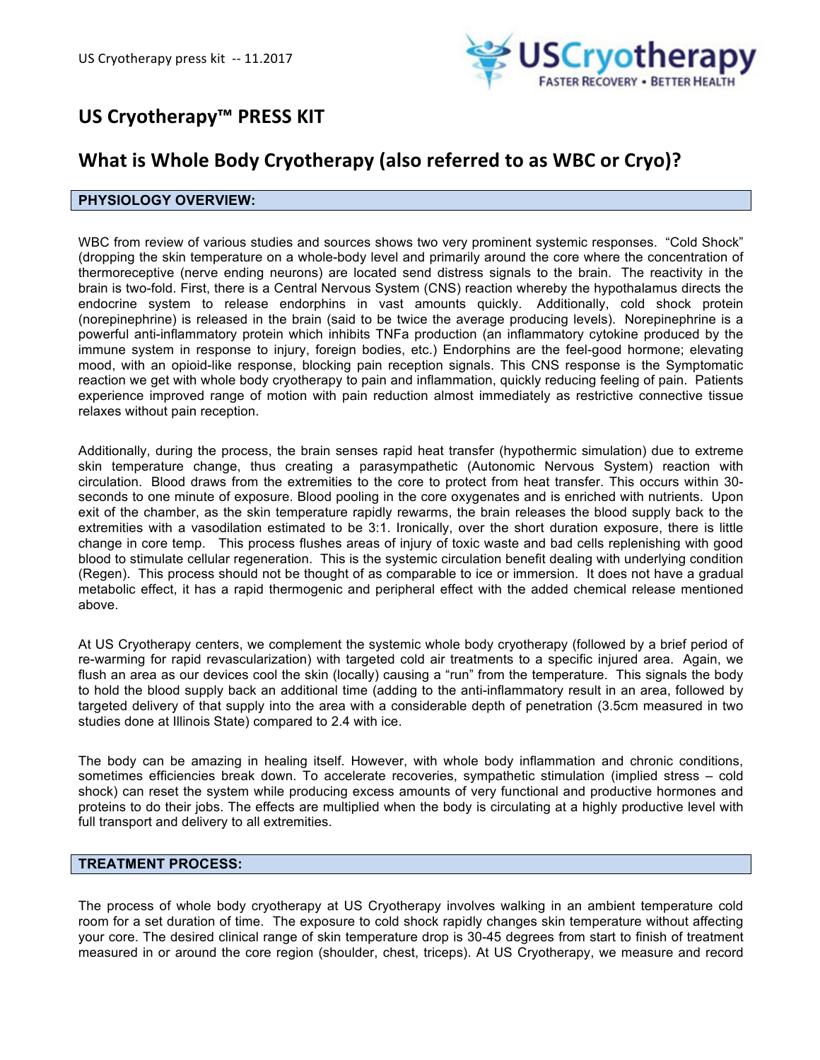US Cryotherapy press kit -- 11.2017

# US Cryotherapy™ PRESS KIT

## What is Whole Body Cryotherapy (also referred to as WBC or Cryo)?

### PHYSIOLOGY OVERVIEW:

WBC from review of various studies and sources shows two very prominent systemic responses. "Cold Shock" (dropping the skin temperature on a whole-body level and primarily around the core where the concentration of thermoreceptive (nerve ending neurons) are located send distress signals to the brain. The reactivity in the brain is two-fold. First, there is a Central Nervous System (CNS) reaction whereby the hypothalamus directs the endocrine system to release endorphins in vast amounts quickly. Additionally, cold shock protein (norepinephrine) is released in the brain (said to be twice the average producing levels). Norepinephrine is a powerful anti-inflammatory protein which inhibits TNFa production (an inflammatory cytokine produced by the immune system in response to injury, foreign bodies, etc.) Endorphins are the feel-good hormone; elevating mood, with an opioid-like response, blocking pain reception signals. This CNS response is the Symptomatic reaction we get with whole body cryotherapy to pain and inflammation, quickly reducing feeling of pain. Patients experience improved range of motion with pain reduction almost immediately as restrictive connective tissue relaxes without pain reception.

Additionally, during the process, the brain senses rapid heat transfer (hypothermic simulation) due to extreme skin temperature change, thus creating a parasympathetic (Autonomic Nervous System) reaction with circulation. Blood draws from the extremities to the core to protect from heat transfer. This occurs within 30-seconds to one minute of exposure. Blood pooling in the core oxygenates and is enriched with nutrients. Upon exit of the chamber, as the skin temperature rapidly rewarms, the brain releases the blood supply back to the extremities with a vasodilation estimated to be 3:1. Ironically, over the short duration exposure, there is little change in core temp. This process flushes areas of injury of toxic waste and bad cells replenishing with good blood to stimulate cellular regeneration. This is the systemic circulation benefit dealing with underlying condition (Regen). This process should not be thought of as comparable to ice or immersion. It does not have a gradual metabolic effect, it has a rapid thermogenic and peripheral effect with the added chemical release mentioned above.

At US Cryotherapy centers, we complement the systemic whole body cryotherapy (followed by a brief period of re-warming for rapid revascularization) with targeted cold air treatments to a specific injured area. Again, we flush an area as our devices cool the skin (locally) causing a "run" from the temperature. This signals the body to hold the blood supply back an additional time (adding to the anti-inflammatory result in an area, followed by targeted delivery of that supply into the area with a considerable depth of penetration (3.5cm measured in two studies done at Illinois State) compared to 2.4 with ice.

The body can be amazing in healing itself. However, with whole body inflammation and chronic conditions, sometimes efficiencies break down. To accelerate recoveries, sympathetic stimulation (implied stress – cold shock) can reset the system while producing excess amounts of very functional and productive hormones and proteins to do their jobs. The effects are multiplied when the body is circulating at a highly productive level with full transport and delivery to all extremities.

### TREATMENT PROCESS:

The process of whole body cryotherapy at US Cryotherapy involves walking in an ambient temperature cold room for a set duration of time. The exposure to cold shock rapidly changes skin temperature without affecting your core. The desired clinical range of skin temperature drop is 30-45 degrees from start to finish of treatment measured in or around the core region (shoulder, chest, triceps). At US Cryotherapy, we measure and record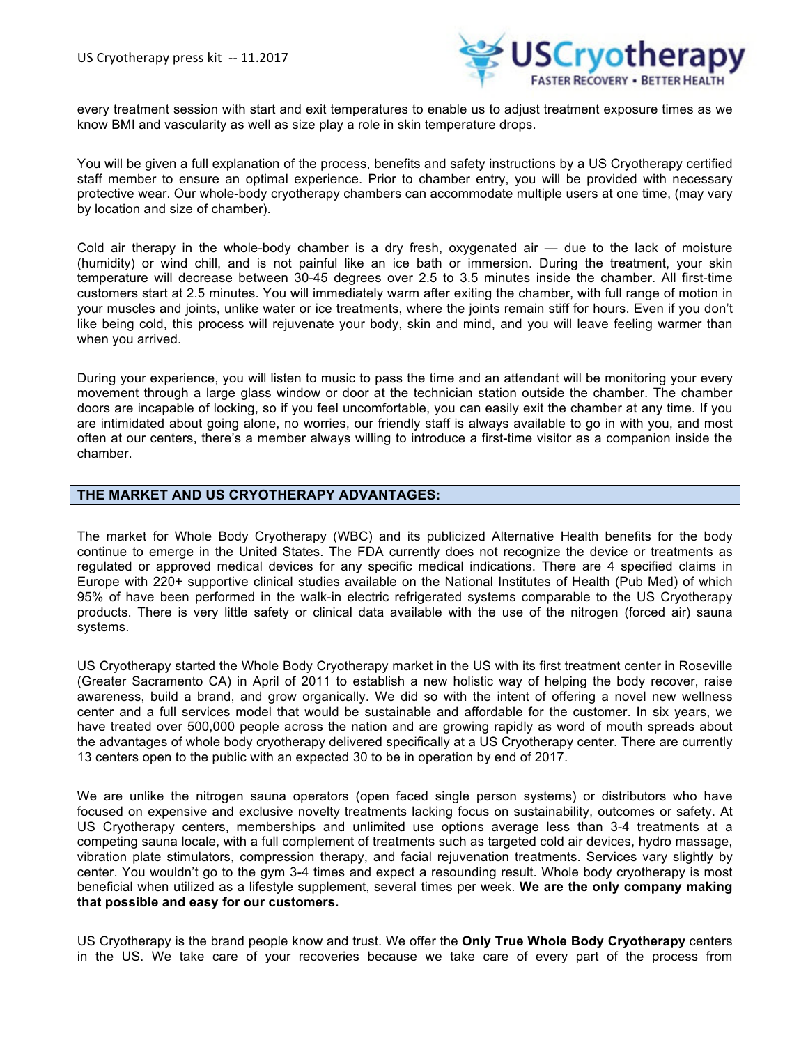every treatment session with start and exit temperatures to enable us to adjust treatment exposure times as we know BMI and vascularity as well as size play a role in skin temperature drops.

You will be given a full explanation of the process, benefits and safety instructions by a US Cryotherapy certified staff member to ensure an optimal experience. Prior to chamber entry, you will be provided with necessary protective wear. Our whole-body cryotherapy chambers can accommodate multiple users at one time, (may vary by location and size of chamber).

Cold air therapy in the whole-body chamber is a dry fresh, oxygenated air — due to the lack of moisture (humidity) or wind chill, and is not painful like an ice bath or immersion. During the treatment, your skin temperature will decrease between 30-45 degrees over 2.5 to 3.5 minutes inside the chamber. All first-time customers start at 2.5 minutes. You will immediately warm after exiting the chamber, with full range of motion in your muscles and joints, unlike water or ice treatments, where the joints remain stiff for hours. Even if you don't like being cold, this process will rejuvenate your body, skin and mind, and you will leave feeling warmer than when you arrived.

During your experience, you will listen to music to pass the time and an attendant will be monitoring your every movement through a large glass window or door at the technician station outside the chamber. The chamber doors are incapable of locking, so if you feel uncomfortable, you can easily exit the chamber at any time. If you are intimidated about going alone, no worries, our friendly staff is always available to go in with you, and most often at our centers, there's a member always willing to introduce a first-time visitor as a companion inside the chamber.

## THE MARKET AND US CRYOTHERAPY ADVANTAGES:

The market for Whole Body Cryotherapy (WBC) and its publicized Alternative Health benefits for the body continue to emerge in the United States. The FDA currently does not recognize the device or treatments as regulated or approved medical devices for any specific medical indications. There are 4 specified claims in Europe with 220+ supportive clinical studies available on the National Institutes of Health (Pub Med) of which 95% of have been performed in the walk-in electric refrigerated systems comparable to the US Cryotherapy products. There is very little safety or clinical data available with the use of the nitrogen (forced air) sauna systems.

US Cryotherapy started the Whole Body Cryotherapy market in the US with its first treatment center in Roseville (Greater Sacramento CA) in April of 2011 to establish a new holistic way of helping the body recover, raise awareness, build a brand, and grow organically. We did so with the intent of offering a novel new wellness center and a full services model that would be sustainable and affordable for the customer. In six years, we have treated over 500,000 people across the nation and are growing rapidly as word of mouth spreads about the advantages of whole body cryotherapy delivered specifically at a US Cryotherapy center. There are currently 13 centers open to the public with an expected 30 to be in operation by end of 2017.

We are unlike the nitrogen sauna operators (open faced single person systems) or distributors who have focused on expensive and exclusive novelty treatments lacking focus on sustainability, outcomes or safety. At US Cryotherapy centers, memberships and unlimited use options average less than 3-4 treatments at a competing sauna locale, with a full complement of treatments such as targeted cold air devices, hydro massage, vibration plate stimulators, compression therapy, and facial rejuvenation treatments. Services vary slightly by center. You wouldn't go to the gym 3-4 times and expect a resounding result. Whole body cryotherapy is most beneficial when utilized as a lifestyle supplement, several times per week. **We are the only company making that possible and easy for our customers.**

US Cryotherapy is the brand people know and trust. We offer the **Only True Whole Body Cryotherapy** centers in the US. We take care of your recoveries because we take care of every part of the process from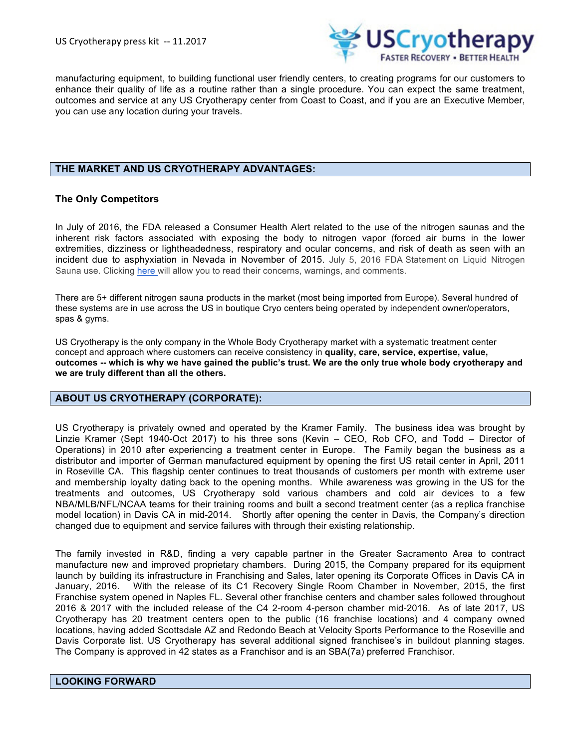manufacturing equipment, to building functional user friendly centers, to creating programs for our customers to enhance their quality of life as a routine rather than a single procedure. You can expect the same treatment, outcomes and service at any US Cryotherapy center from Coast to Coast, and if you are an Executive Member, you can use any location during your travels.

## THE MARKET AND US CRYOTHERAPY ADVANTAGES:

### The Only Competitors

In July of 2016, the FDA released a Consumer Health Alert related to the use of the nitrogen saunas and the inherent risk factors associated with exposing the body to nitrogen vapor (forced air burns in the lower extremities, dizziness or lightheadedness, respiratory and ocular concerns, and risk of death as seen with an incident due to asphyxiation in Nevada in November of 2015. July 5, 2016 FDA Statement on Liquid Nitrogen Sauna use. Clicking [here](#) will allow you to read their concerns, warnings, and comments.

There are 5+ different nitrogen sauna products in the market (most being imported from Europe). Several hundred of these systems are in use across the US in boutique Cryo centers being operated by independent owner/operators, spas & gyms.

US Cryotherapy is the only company in the Whole Body Cryotherapy market with a systematic treatment center concept and approach where customers can receive consistency in **quality, care, service, expertise, value, outcomes -- which is why we have gained the public's trust. We are the only true whole body cryotherapy and we are truly different than all the others.**

## ABOUT US CRYOTHERAPY (CORPORATE):

US Cryotherapy is privately owned and operated by the Kramer Family. The business idea was brought by Linzie Kramer (Sept 1940-Oct 2017) to his three sons (Kevin – CEO, Rob CFO, and Todd – Director of Operations) in 2010 after experiencing a treatment center in Europe. The Family began the business as a distributor and importer of German manufactured equipment by opening the first US retail center in April, 2011 in Roseville CA. This flagship center continues to treat thousands of customers per month with extreme user and membership loyalty dating back to the opening months. While awareness was growing in the US for the treatments and outcomes, US Cryotherapy sold various chambers and cold air devices to a few NBA/MLB/NFL/NCAA teams for their training rooms and built a second treatment center (as a replica franchise model location) in Davis CA in mid-2014. Shortly after opening the center in Davis, the Company's direction changed due to equipment and service failures with through their existing relationship.

The family invested in R&D, finding a very capable partner in the Greater Sacramento Area to contract manufacture new and improved proprietary chambers. During 2015, the Company prepared for its equipment launch by building its infrastructure in Franchising and Sales, later opening its Corporate Offices in Davis CA in January, 2016. With the release of its C1 Recovery Single Room Chamber in November, 2015, the first Franchise system opened in Naples FL. Several other franchise centers and chamber sales followed throughout 2016 & 2017 with the included release of the C4 2-room 4-person chamber mid-2016. As of late 2017, US Cryotherapy has 20 treatment centers open to the public (16 franchise locations) and 4 company owned locations, having added Scottsdale AZ and Redondo Beach at Velocity Sports Performance to the Roseville and Davis Corporate list. US Cryotherapy has several additional signed franchisee's in buildout planning stages. The Company is approved in 42 states as a Franchisor and is an SBA(7a) preferred Franchisor.

## LOOKING FORWARD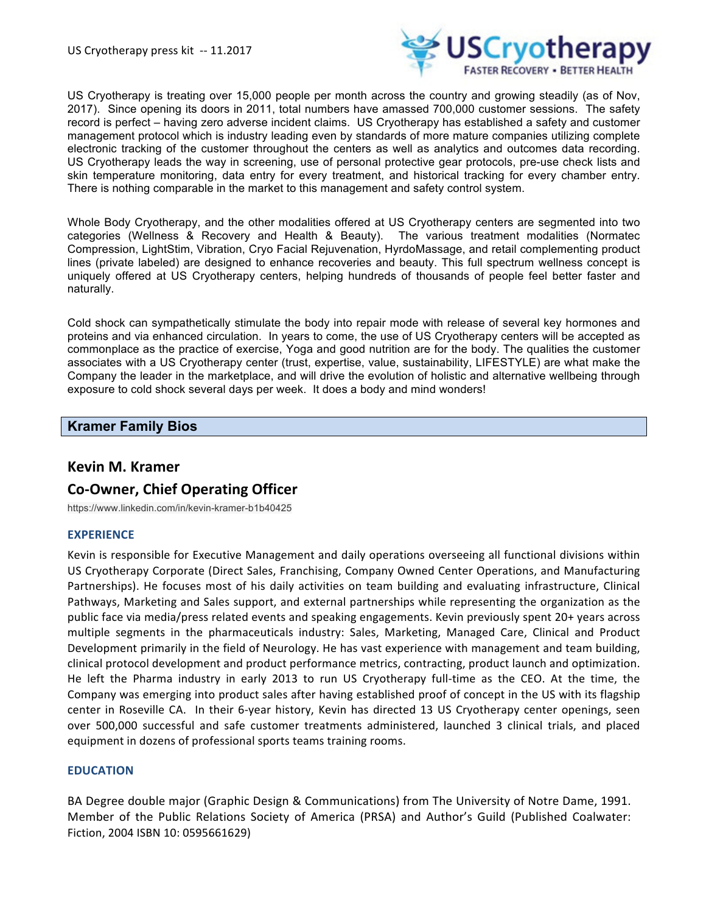US Cryotherapy is treating over 15,000 people per month across the country and growing steadily (as of Nov, 2017). Since opening its doors in 2011, total numbers have amassed 700,000 customer sessions. The safety record is perfect – having zero adverse incident claims. US Cryotherapy has established a safety and customer management protocol which is industry leading even by standards of more mature companies utilizing complete electronic tracking of the customer throughout the centers as well as analytics and outcomes data recording. US Cryotherapy leads the way in screening, use of personal protective gear protocols, pre-use check lists and skin temperature monitoring, data entry for every treatment, and historical tracking for every chamber entry. There is nothing comparable in the market to this management and safety control system.

Whole Body Cryotherapy, and the other modalities offered at US Cryotherapy centers are segmented into two categories (Wellness & Recovery and Health & Beauty). The various treatment modalities (Normatec Compression, LightStim, Vibration, Cryo Facial Rejuvenation, HyrdoMassage, and retail complementing product lines (private labeled) are designed to enhance recoveries and beauty. This full spectrum wellness concept is uniquely offered at US Cryotherapy centers, helping hundreds of thousands of people feel better faster and naturally.

Cold shock can sympathetically stimulate the body into repair mode with release of several key hormones and proteins and via enhanced circulation. In years to come, the use of US Cryotherapy centers will be accepted as commonplace as the practice of exercise, Yoga and good nutrition are for the body. The qualities the customer associates with a US Cryotherapy center (trust, expertise, value, sustainability, LIFESTYLE) are what make the Company the leader in the marketplace, and will drive the evolution of holistic and alternative wellbeing through exposure to cold shock several days per week. It does a body and mind wonders!

## Kramer Family Bios

### Kevin M. Kramer

### Co-Owner, Chief Operating Officer

https://www.linkedin.com/in/kevin-kramer-b1b40425

#### EXPERIENCE

Kevin is responsible for Executive Management and daily operations overseeing all functional divisions within US Cryotherapy Corporate (Direct Sales, Franchising, Company Owned Center Operations, and Manufacturing Partnerships). He focuses most of his daily activities on team building and evaluating infrastructure, Clinical Pathways, Marketing and Sales support, and external partnerships while representing the organization as the public face via media/press related events and speaking engagements. Kevin previously spent 20+ years across multiple segments in the pharmaceuticals industry: Sales, Marketing, Managed Care, Clinical and Product Development primarily in the field of Neurology. He has vast experience with management and team building, clinical protocol development and product performance metrics, contracting, product launch and optimization. He left the Pharma industry in early 2013 to run US Cryotherapy full-time as the CEO. At the time, the Company was emerging into product sales after having established proof of concept in the US with its flagship center in Roseville CA. In their 6-year history, Kevin has directed 13 US Cryotherapy center openings, seen over 500,000 successful and safe customer treatments administered, launched 3 clinical trials, and placed equipment in dozens of professional sports teams training rooms.

#### EDUCATION

BA Degree double major (Graphic Design & Communications) from The University of Notre Dame, 1991. Member of the Public Relations Society of America (PRSA) and Author's Guild (Published Coalwater: Fiction, 2004 ISBN 10: 0595661629)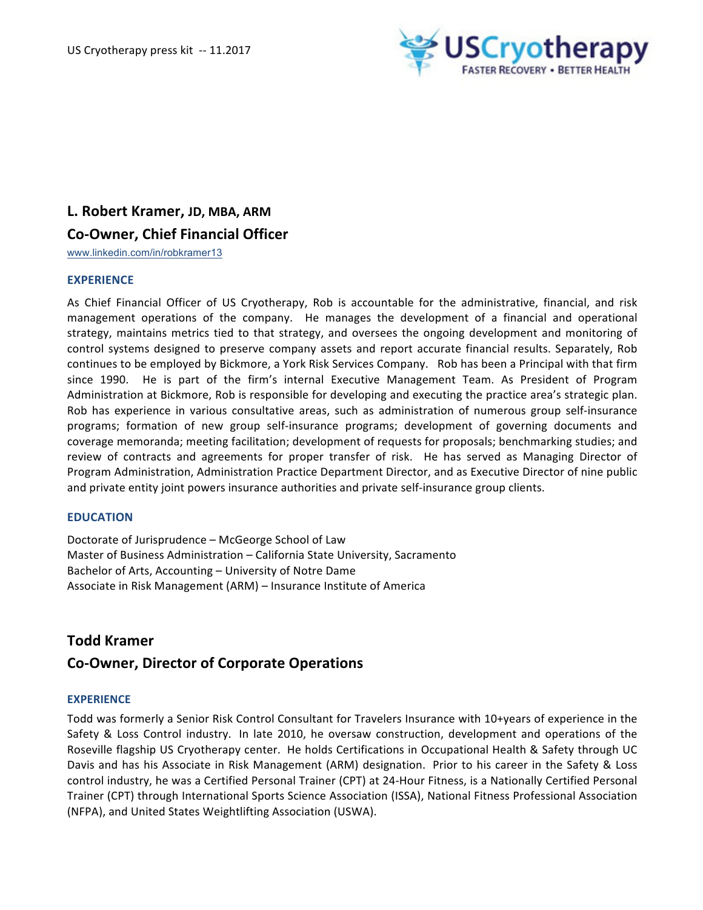## L. Robert Kramer, JD, MBA, ARM

## Co-Owner, Chief Financial Officer

www.linkedin.com/in/robkramer13

### EXPERIENCE

As Chief Financial Officer of US Cryotherapy, Rob is accountable for the administrative, financial, and risk management operations of the company. He manages the development of a financial and operational strategy, maintains metrics tied to that strategy, and oversees the ongoing development and monitoring of control systems designed to preserve company assets and report accurate financial results. Separately, Rob continues to be employed by Bickmore, a York Risk Services Company. Rob has been a Principal with that firm since 1990. He is part of the firm's internal Executive Management Team. As President of Program Administration at Bickmore, Rob is responsible for developing and executing the practice area's strategic plan. Rob has experience in various consultative areas, such as administration of numerous group self-insurance programs; formation of new group self-insurance programs; development of governing documents and coverage memoranda; meeting facilitation; development of requests for proposals; benchmarking studies; and review of contracts and agreements for proper transfer of risk. He has served as Managing Director of Program Administration, Administration Practice Department Director, and as Executive Director of nine public and private entity joint powers insurance authorities and private self-insurance group clients.

### EDUCATION

Doctorate of Jurisprudence – McGeorge School of Law
Master of Business Administration – California State University, Sacramento
Bachelor of Arts, Accounting – University of Notre Dame
Associate in Risk Management (ARM) – Insurance Institute of America

## Todd Kramer

## Co-Owner, Director of Corporate Operations

### EXPERIENCE

Todd was formerly a Senior Risk Control Consultant for Travelers Insurance with 10+years of experience in the Safety & Loss Control industry. In late 2010, he oversaw construction, development and operations of the Roseville flagship US Cryotherapy center. He holds Certifications in Occupational Health & Safety through UC Davis and has his Associate in Risk Management (ARM) designation. Prior to his career in the Safety & Loss control industry, he was a Certified Personal Trainer (CPT) at 24-Hour Fitness, is a Nationally Certified Personal Trainer (CPT) through International Sports Science Association (ISSA), National Fitness Professional Association (NFPA), and United States Weightlifting Association (USWA).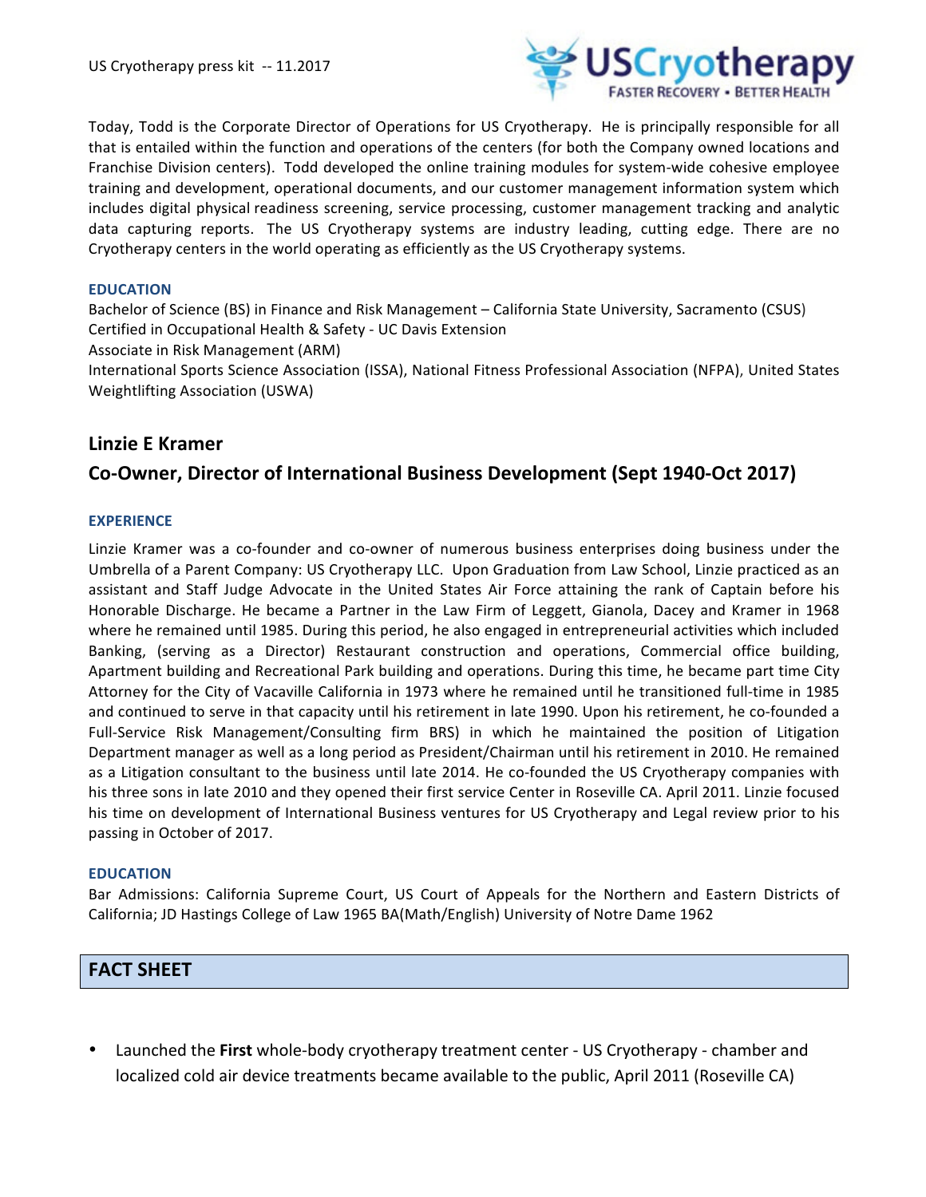Today, Todd is the Corporate Director of Operations for US Cryotherapy. He is principally responsible for all that is entailed within the function and operations of the centers (for both the Company owned locations and Franchise Division centers). Todd developed the online training modules for system-wide cohesive employee training and development, operational documents, and our customer management information system which includes digital physical readiness screening, service processing, customer management tracking and analytic data capturing reports. The US Cryotherapy systems are industry leading, cutting edge. There are no Cryotherapy centers in the world operating as efficiently as the US Cryotherapy systems.

#### EDUCATION

Bachelor of Science (BS) in Finance and Risk Management – California State University, Sacramento (CSUS)
Certified in Occupational Health & Safety - UC Davis Extension
Associate in Risk Management (ARM)
International Sports Science Association (ISSA), National Fitness Professional Association (NFPA), United States Weightlifting Association (USWA)

## Linzie E Kramer

## Co-Owner, Director of International Business Development (Sept 1940-Oct 2017)

#### EXPERIENCE

Linzie Kramer was a co-founder and co-owner of numerous business enterprises doing business under the Umbrella of a Parent Company: US Cryotherapy LLC. Upon Graduation from Law School, Linzie practiced as an assistant and Staff Judge Advocate in the United States Air Force attaining the rank of Captain before his Honorable Discharge. He became a Partner in the Law Firm of Leggett, Gianola, Dacey and Kramer in 1968 where he remained until 1985. During this period, he also engaged in entrepreneurial activities which included Banking, (serving as a Director) Restaurant construction and operations, Commercial office building, Apartment building and Recreational Park building and operations. During this time, he became part time City Attorney for the City of Vacaville California in 1973 where he remained until he transitioned full-time in 1985 and continued to serve in that capacity until his retirement in late 1990. Upon his retirement, he co-founded a Full-Service Risk Management/Consulting firm BRS) in which he maintained the position of Litigation Department manager as well as a long period as President/Chairman until his retirement in 2010. He remained as a Litigation consultant to the business until late 2014. He co-founded the US Cryotherapy companies with his three sons in late 2010 and they opened their first service Center in Roseville CA. April 2011. Linzie focused his time on development of International Business ventures for US Cryotherapy and Legal review prior to his passing in October of 2017.

#### EDUCATION

Bar Admissions: California Supreme Court, US Court of Appeals for the Northern and Eastern Districts of California; JD Hastings College of Law 1965 BA(Math/English) University of Notre Dame 1962

## FACT SHEET

- Launched the **First** whole-body cryotherapy treatment center - US Cryotherapy - chamber and localized cold air device treatments became available to the public, April 2011 (Roseville CA)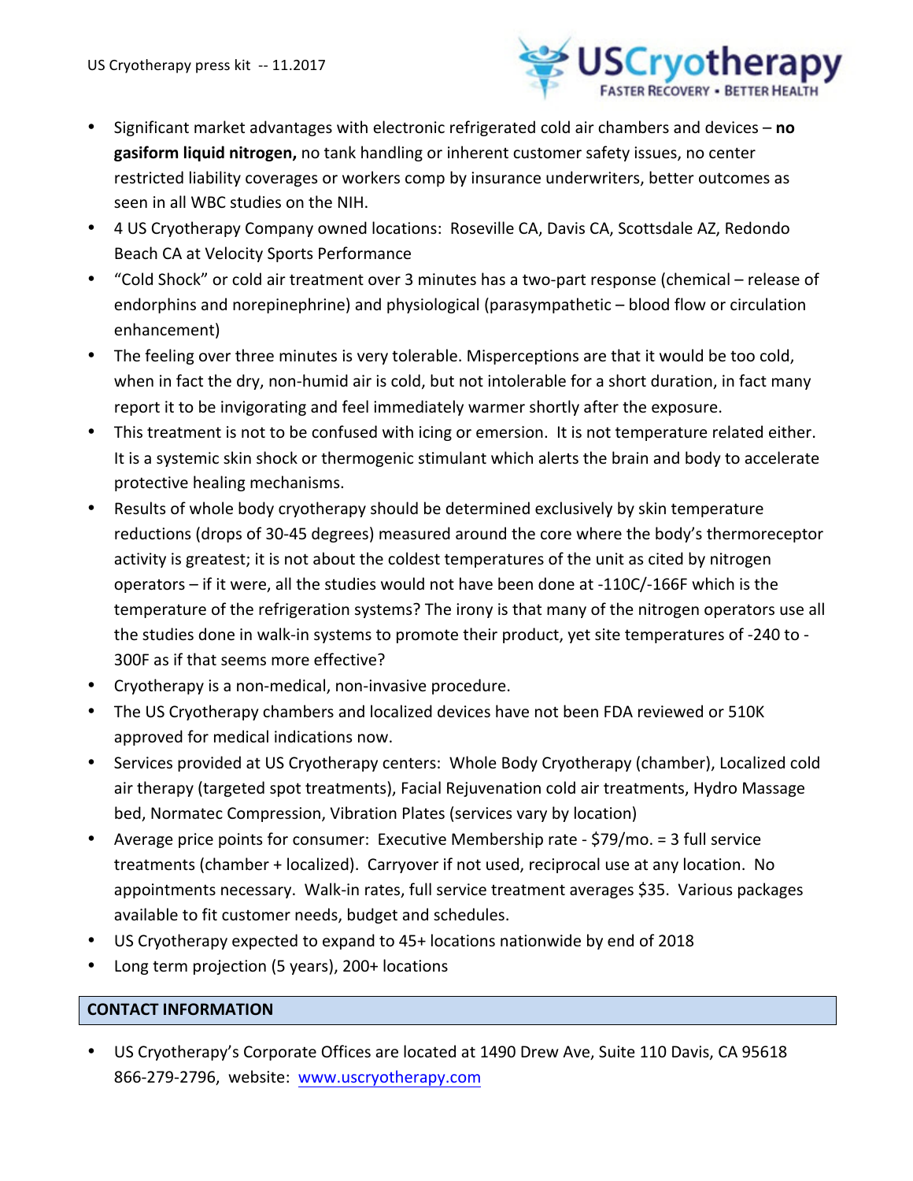- Significant market advantages with electronic refrigerated cold air chambers and devices – **no gasiform liquid nitrogen,** no tank handling or inherent customer safety issues, no center restricted liability coverages or workers comp by insurance underwriters, better outcomes as seen in all WBC studies on the NIH.
- 4 US Cryotherapy Company owned locations: Roseville CA, Davis CA, Scottsdale AZ, Redondo Beach CA at Velocity Sports Performance
- "Cold Shock" or cold air treatment over 3 minutes has a two-part response (chemical – release of endorphins and norepinephrine) and physiological (parasympathetic – blood flow or circulation enhancement)
- The feeling over three minutes is very tolerable. Misperceptions are that it would be too cold, when in fact the dry, non-humid air is cold, but not intolerable for a short duration, in fact many report it to be invigorating and feel immediately warmer shortly after the exposure.
- This treatment is not to be confused with icing or emersion. It is not temperature related either. It is a systemic skin shock or thermogenic stimulant which alerts the brain and body to accelerate protective healing mechanisms.
- Results of whole body cryotherapy should be determined exclusively by skin temperature reductions (drops of 30-45 degrees) measured around the core where the body's thermoreceptor activity is greatest; it is not about the coldest temperatures of the unit as cited by nitrogen operators – if it were, all the studies would not have been done at -110C/-166F which is the temperature of the refrigeration systems? The irony is that many of the nitrogen operators use all the studies done in walk-in systems to promote their product, yet site temperatures of -240 to -300F as if that seems more effective?
- Cryotherapy is a non-medical, non-invasive procedure.
- The US Cryotherapy chambers and localized devices have not been FDA reviewed or 510K approved for medical indications now.
- Services provided at US Cryotherapy centers: Whole Body Cryotherapy (chamber), Localized cold air therapy (targeted spot treatments), Facial Rejuvenation cold air treatments, Hydro Massage bed, Normatec Compression, Vibration Plates (services vary by location)
- Average price points for consumer: Executive Membership rate - $79/mo. = 3 full service treatments (chamber + localized). Carryover if not used, reciprocal use at any location. No appointments necessary. Walk-in rates, full service treatment averages $35. Various packages available to fit customer needs, budget and schedules.
- US Cryotherapy expected to expand to 45+ locations nationwide by end of 2018
- Long term projection (5 years), 200+ locations

## CONTACT INFORMATION

- US Cryotherapy's Corporate Offices are located at 1490 Drew Ave, Suite 110 Davis, CA 95618 866-279-2796, website: [www.uscryotherapy.com](http://www.uscryotherapy.com)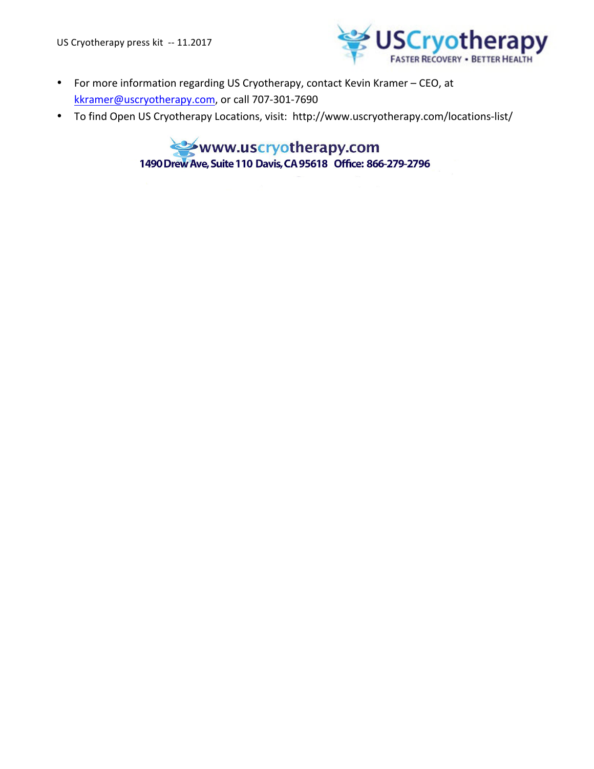- For more information regarding US Cryotherapy, contact Kevin Kramer – CEO, at kkramer@uscryotherapy.com, or call 707-301-7690
- To find Open US Cryotherapy Locations, visit: http://www.uscryotherapy.com/locations-list/

www.uscryotherapy.com
1490 Drew Ave, Suite 110 Davis, CA 95618 Office: 866-279-2796